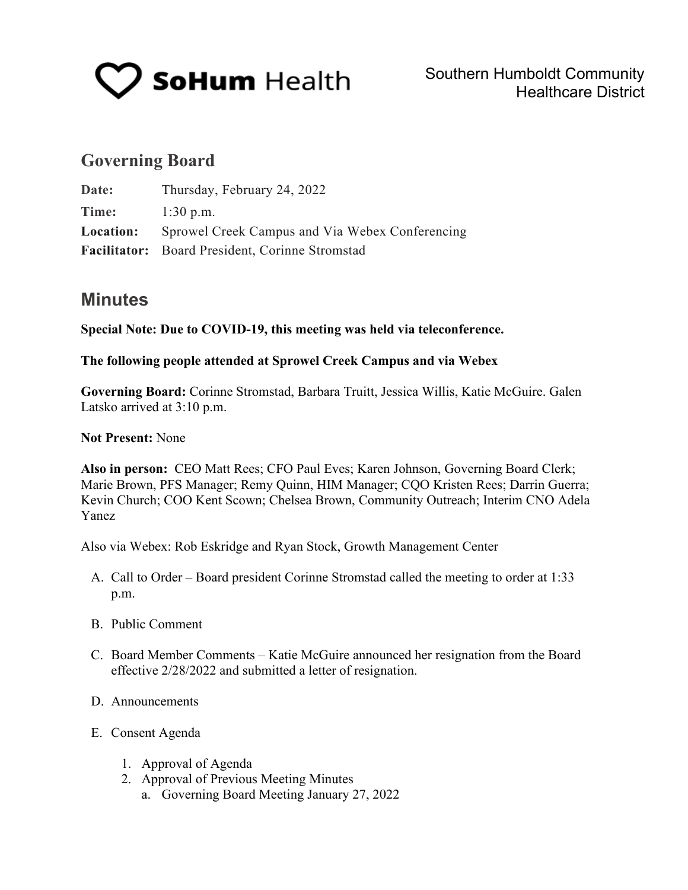SoHum Health

Southern Humboldt Community Healthcare District

## Governing Board

**Date:** Thursday, February 24, 2022
**Time:** 1:30 p.m.
**Location:** Sprowel Creek Campus and Via Webex Conferencing
**Facilitator:** Board President, Corinne Stromstad

## Minutes

**Special Note: Due to COVID-19, this meeting was held via teleconference.**

**The following people attended at Sprowel Creek Campus and via Webex**

**Governing Board:** Corinne Stromstad, Barbara Truitt, Jessica Willis, Katie McGuire. Galen Latsko arrived at 3:10 p.m.

**Not Present:** None

**Also in person:** CEO Matt Rees; CFO Paul Eves; Karen Johnson, Governing Board Clerk; Marie Brown, PFS Manager; Remy Quinn, HIM Manager; CQO Kristen Rees; Darrin Guerra; Kevin Church; COO Kent Scown; Chelsea Brown, Community Outreach; Interim CNO Adela Yanez

Also via Webex: Rob Eskridge and Ryan Stock, Growth Management Center

A. Call to Order – Board president Corinne Stromstad called the meeting to order at 1:33 p.m.

B. Public Comment

C. Board Member Comments – Katie McGuire announced her resignation from the Board effective 2/28/2022 and submitted a letter of resignation.

D. Announcements

E. Consent Agenda

   1. Approval of Agenda
   2. Approval of Previous Meeting Minutes
      a. Governing Board Meeting January 27, 2022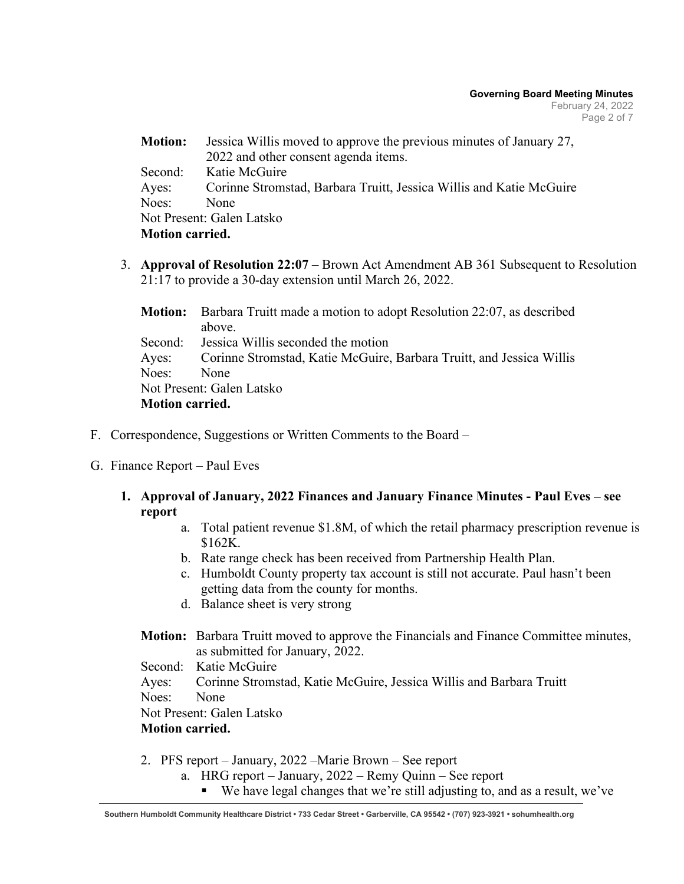**Motion:** Jessica Willis moved to approve the previous minutes of January 27, 2022 and other consent agenda items.
Second: Katie McGuire
Ayes: Corinne Stromstad, Barbara Truitt, Jessica Willis and Katie McGuire
Noes: None
Not Present: Galen Latsko
**Motion carried.**

3. **Approval of Resolution 22:07** – Brown Act Amendment AB 361 Subsequent to Resolution 21:17 to provide a 30-day extension until March 26, 2022.

   **Motion:** Barbara Truitt made a motion to adopt Resolution 22:07, as described above.
   Second: Jessica Willis seconded the motion
   Ayes: Corinne Stromstad, Katie McGuire, Barbara Truitt, and Jessica Willis
   Noes: None
   Not Present: Galen Latsko
   **Motion carried.**

F. Correspondence, Suggestions or Written Comments to the Board –

G. Finance Report – Paul Eves

1. **Approval of January, 2022 Finances and January Finance Minutes - Paul Eves – see report**
   a. Total patient revenue $1.8M, of which the retail pharmacy prescription revenue is $162K.
   b. Rate range check has been received from Partnership Health Plan.
   c. Humboldt County property tax account is still not accurate. Paul hasn't been getting data from the county for months.
   d. Balance sheet is very strong

   **Motion:** Barbara Truitt moved to approve the Financials and Finance Committee minutes, as submitted for January, 2022.
   Second: Katie McGuire
   Ayes: Corinne Stromstad, Katie McGuire, Jessica Willis and Barbara Truitt
   Noes: None
   Not Present: Galen Latsko
   **Motion carried.**

2. PFS report – January, 2022 –Marie Brown – See report
   a. HRG report – January, 2022 – Remy Quinn – See report
      - We have legal changes that we're still adjusting to, and as a result, we've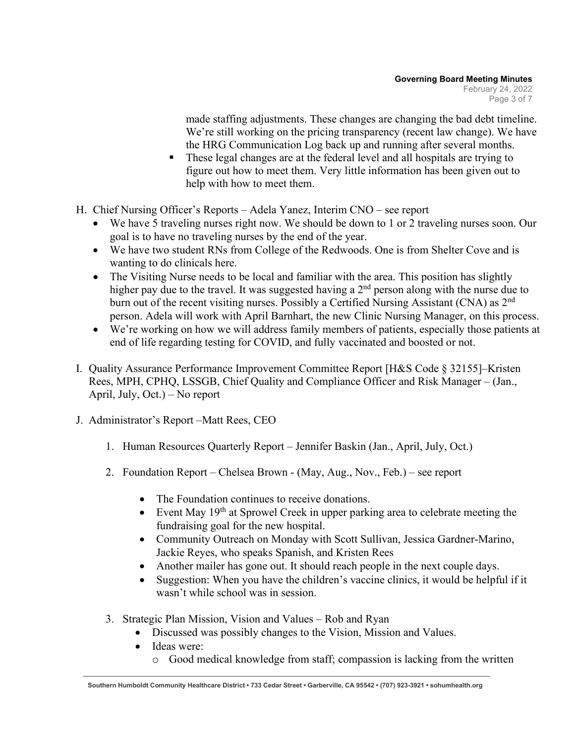made staffing adjustments. These changes are changing the bad debt timeline. We're still working on the pricing transparency (recent law change). We have the HRG Communication Log back up and running after several months.

- These legal changes are at the federal level and all hospitals are trying to figure out how to meet them. Very little information has been given out to help with how to meet them.

H. Chief Nursing Officer's Reports – Adela Yanez, Interim CNO – see report

- We have 5 traveling nurses right now. We should be down to 1 or 2 traveling nurses soon. Our goal is to have no traveling nurses by the end of the year.
- We have two student RNs from College of the Redwoods. One is from Shelter Cove and is wanting to do clinicals here.
- The Visiting Nurse needs to be local and familiar with the area. This position has slightly higher pay due to the travel. It was suggested having a 2nd person along with the nurse due to burn out of the recent visiting nurses. Possibly a Certified Nursing Assistant (CNA) as 2nd person. Adela will work with April Barnhart, the new Clinic Nursing Manager, on this process.
- We're working on how we will address family members of patients, especially those patients at end of life regarding testing for COVID, and fully vaccinated and boosted or not.

I. Quality Assurance Performance Improvement Committee Report [H&S Code § 32155]–Kristen Rees, MPH, CPHQ, LSSGB, Chief Quality and Compliance Officer and Risk Manager – (Jan., April, July, Oct.) – No report

J. Administrator's Report –Matt Rees, CEO

1. Human Resources Quarterly Report – Jennifer Baskin (Jan., April, July, Oct.)

2. Foundation Report – Chelsea Brown - (May, Aug., Nov., Feb.) – see report

   - The Foundation continues to receive donations.
   - Event May 19th at Sprowel Creek in upper parking area to celebrate meeting the fundraising goal for the new hospital.
   - Community Outreach on Monday with Scott Sullivan, Jessica Gardner-Marino, Jackie Reyes, who speaks Spanish, and Kristen Rees
   - Another mailer has gone out. It should reach people in the next couple days.
   - Suggestion: When you have the children's vaccine clinics, it would be helpful if it wasn't while school was in session.

3. Strategic Plan Mission, Vision and Values – Rob and Ryan

   - Discussed was possibly changes to the Vision, Mission and Values.
   - Ideas were:
     - Good medical knowledge from staff; compassion is lacking from the written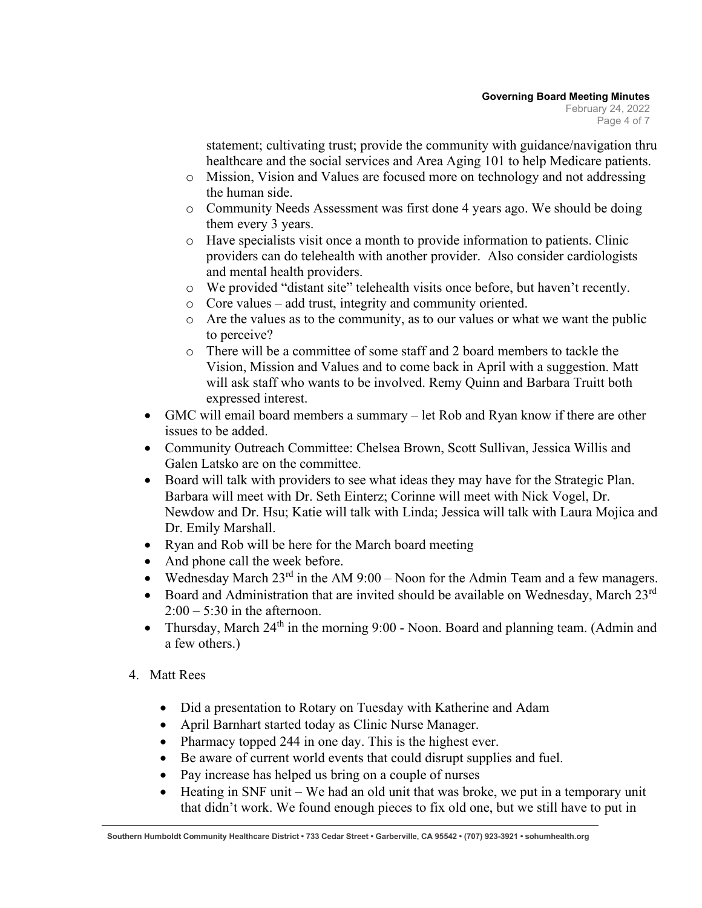statement; cultivating trust; provide the community with guidance/navigation thru healthcare and the social services and Area Aging 101 to help Medicare patients.

  - Mission, Vision and Values are focused more on technology and not addressing the human side.
  - Community Needs Assessment was first done 4 years ago. We should be doing them every 3 years.
  - Have specialists visit once a month to provide information to patients. Clinic providers can do telehealth with another provider. Also consider cardiologists and mental health providers.
  - We provided "distant site" telehealth visits once before, but haven't recently.
  - Core values – add trust, integrity and community oriented.
  - Are the values as to the community, as to our values or what we want the public to perceive?
  - There will be a committee of some staff and 2 board members to tackle the Vision, Mission and Values and to come back in April with a suggestion. Matt will ask staff who wants to be involved. Remy Quinn and Barbara Truitt both expressed interest.

- GMC will email board members a summary – let Rob and Ryan know if there are other issues to be added.
- Community Outreach Committee: Chelsea Brown, Scott Sullivan, Jessica Willis and Galen Latsko are on the committee.
- Board will talk with providers to see what ideas they may have for the Strategic Plan. Barbara will meet with Dr. Seth Einterz; Corinne will meet with Nick Vogel, Dr. Newdow and Dr. Hsu; Katie will talk with Linda; Jessica will talk with Laura Mojica and Dr. Emily Marshall.
- Ryan and Rob will be here for the March board meeting
- And phone call the week before.
- Wednesday March 23rd in the AM 9:00 – Noon for the Admin Team and a few managers.
- Board and Administration that are invited should be available on Wednesday, March 23rd 2:00 – 5:30 in the afternoon.
- Thursday, March 24th in the morning 9:00 - Noon. Board and planning team. (Admin and a few others.)

4. Matt Rees

   - Did a presentation to Rotary on Tuesday with Katherine and Adam
   - April Barnhart started today as Clinic Nurse Manager.
   - Pharmacy topped 244 in one day. This is the highest ever.
   - Be aware of current world events that could disrupt supplies and fuel.
   - Pay increase has helped us bring on a couple of nurses
   - Heating in SNF unit – We had an old unit that was broke, we put in a temporary unit that didn't work. We found enough pieces to fix old one, but we still have to put in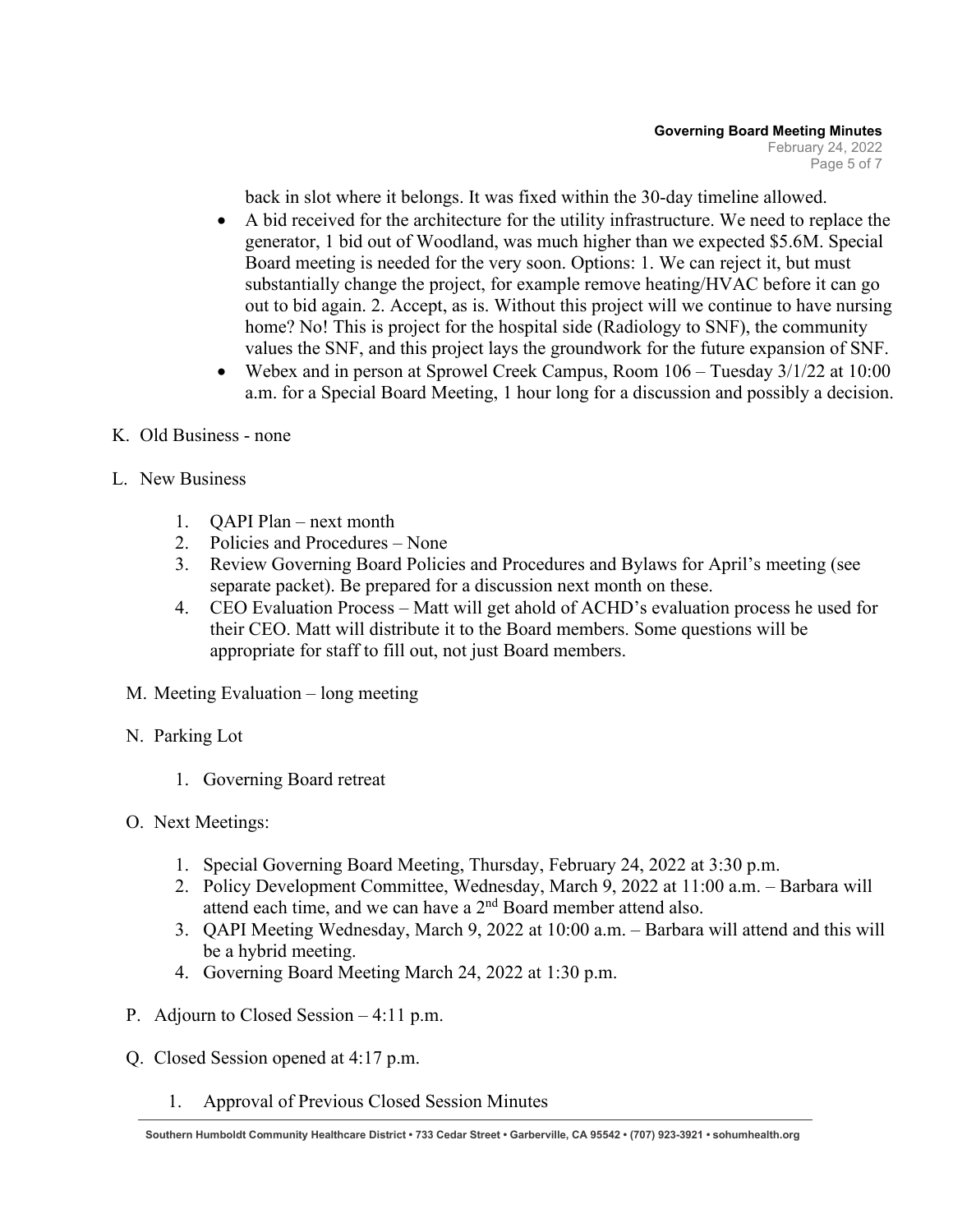back in slot where it belongs. It was fixed within the 30-day timeline allowed.

- A bid received for the architecture for the utility infrastructure. We need to replace the generator, 1 bid out of Woodland, was much higher than we expected $5.6M. Special Board meeting is needed for the very soon. Options: 1. We can reject it, but must substantially change the project, for example remove heating/HVAC before it can go out to bid again. 2. Accept, as is. Without this project will we continue to have nursing home? No! This is project for the hospital side (Radiology to SNF), the community values the SNF, and this project lays the groundwork for the future expansion of SNF.
- Webex and in person at Sprowel Creek Campus, Room 106 – Tuesday 3/1/22 at 10:00 a.m. for a Special Board Meeting, 1 hour long for a discussion and possibly a decision.

K. Old Business - none

L. New Business

1. QAPI Plan – next month
2. Policies and Procedures – None
3. Review Governing Board Policies and Procedures and Bylaws for April's meeting (see separate packet). Be prepared for a discussion next month on these.
4. CEO Evaluation Process – Matt will get ahold of ACHD's evaluation process he used for their CEO. Matt will distribute it to the Board members. Some questions will be appropriate for staff to fill out, not just Board members.

M. Meeting Evaluation – long meeting

N. Parking Lot

1. Governing Board retreat

O. Next Meetings:

1. Special Governing Board Meeting, Thursday, February 24, 2022 at 3:30 p.m.
2. Policy Development Committee, Wednesday, March 9, 2022 at 11:00 a.m. – Barbara will attend each time, and we can have a 2nd Board member attend also.
3. QAPI Meeting Wednesday, March 9, 2022 at 10:00 a.m. – Barbara will attend and this will be a hybrid meeting.
4. Governing Board Meeting March 24, 2022 at 1:30 p.m.

P. Adjourn to Closed Session – 4:11 p.m.

Q. Closed Session opened at 4:17 p.m.

1. Approval of Previous Closed Session Minutes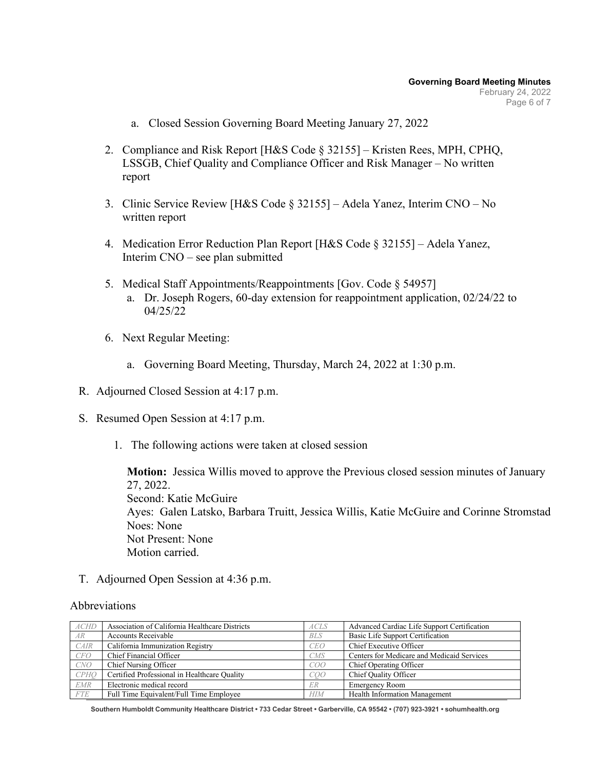a. Closed Session Governing Board Meeting January 27, 2022

2. Compliance and Risk Report [H&S Code § 32155] – Kristen Rees, MPH, CPHQ, LSSGB, Chief Quality and Compliance Officer and Risk Manager – No written report

3. Clinic Service Review [H&S Code § 32155] – Adela Yanez, Interim CNO – No written report

4. Medication Error Reduction Plan Report [H&S Code § 32155] – Adela Yanez, Interim CNO – see plan submitted

5. Medical Staff Appointments/Reappointments [Gov. Code § 54957]
   a. Dr. Joseph Rogers, 60-day extension for reappointment application, 02/24/22 to 04/25/22

6. Next Regular Meeting:
   a. Governing Board Meeting, Thursday, March 24, 2022 at 1:30 p.m.

R. Adjourned Closed Session at 4:17 p.m.

S. Resumed Open Session at 4:17 p.m.

1. The following actions were taken at closed session

   **Motion:** Jessica Willis moved to approve the Previous closed session minutes of January 27, 2022.
   Second: Katie McGuire
   Ayes: Galen Latsko, Barbara Truitt, Jessica Willis, Katie McGuire and Corinne Stromstad
   Noes: None
   Not Present: None
   Motion carried.

T. Adjourned Open Session at 4:36 p.m.

Abbreviations

| | | | |
|---|---|---|---|
| *ACHD* | Association of California Healthcare Districts | *ACLS* | Advanced Cardiac Life Support Certification |
| *AR* | Accounts Receivable | *BLS* | Basic Life Support Certification |
| *CAIR* | California Immunization Registry | *CEO* | Chief Executive Officer |
| *CFO* | Chief Financial Officer | *CMS* | Centers for Medicare and Medicaid Services |
| *CNO* | Chief Nursing Officer | *COO* | Chief Operating Officer |
| *CPHQ* | Certified Professional in Healthcare Quality | *CQO* | Chief Quality Officer |
| *EMR* | Electronic medical record | *ER* | Emergency Room |
| *FTE* | Full Time Equivalent/Full Time Employee | *HIM* | Health Information Management |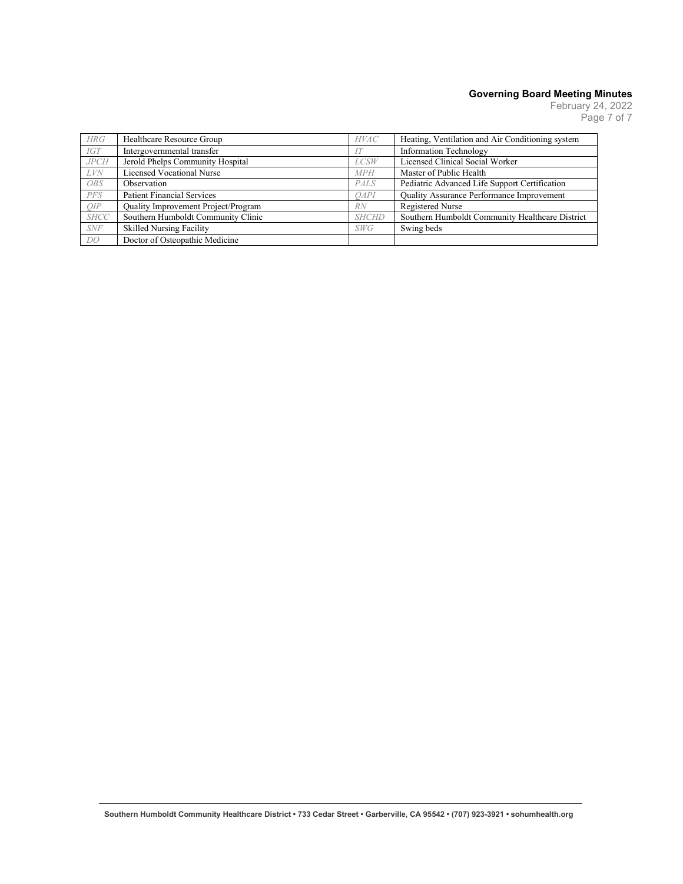| | | | |
|---|---|---|---|
| *HRG* | Healthcare Resource Group | *HVAC* | Heating, Ventilation and Air Conditioning system |
| *IGT* | Intergovernmental transfer | *IT* | Information Technology |
| *JPCH* | Jerold Phelps Community Hospital | *LCSW* | Licensed Clinical Social Worker |
| *LVN* | Licensed Vocational Nurse | *MPH* | Master of Public Health |
| *OBS* | Observation | *PALS* | Pediatric Advanced Life Support Certification |
| *PFS* | Patient Financial Services | *QAPI* | Quality Assurance Performance Improvement |
| *QIP* | Quality Improvement Project/Program | *RN* | Registered Nurse |
| *SHCC* | Southern Humboldt Community Clinic | *SHCHD* | Southern Humboldt Community Healthcare District |
| *SNF* | Skilled Nursing Facility | *SWG* | Swing beds |
| *DO* | Doctor of Osteopathic Medicine | | |